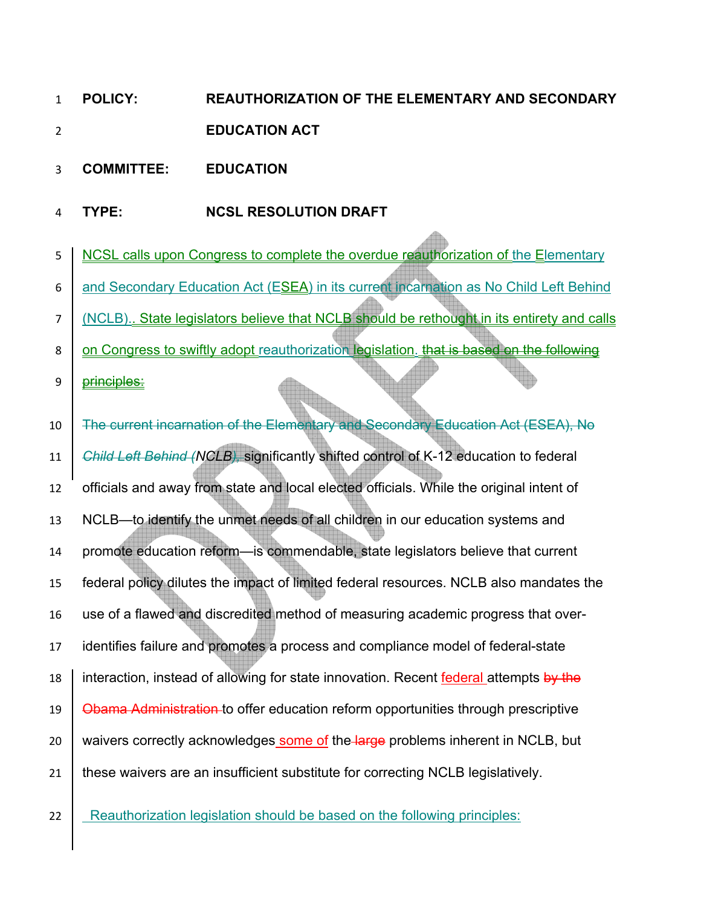**POLICY:** **REAUTHORIZATION OF THE ELEMENTARY AND SECONDARY EDUCATION ACT**

**COMMITTEE:** **EDUCATION**

**TYPE:** **NCSL RESOLUTION DRAFT**

NCSL calls upon Congress to complete the overdue reauthorization of the Elementary and Secondary Education Act (ESEA) in its current incarnation as No Child Left Behind (NCLB).. State legislators believe that NCLB should be rethought in its entirety and calls on Congress to swiftly adopt reauthorization legislation. ~~that is based on the following principles:~~

~~The current incarnation of the Elementary and Secondary Education Act (ESEA), No *Child Left Behind* (~~*NCLB*~~),~~ significantly shifted control of K-12 education to federal officials and away from state and local elected officials. While the original intent of NCLB—to identify the unmet needs of all children in our education systems and promote education reform—is commendable, state legislators believe that current federal policy dilutes the impact of limited federal resources. NCLB also mandates the use of a flawed and discredited method of measuring academic progress that over-identifies failure and promotes a process and compliance model of federal-state interaction, instead of allowing for state innovation. Recent federal attempts ~~by the Obama Administration~~ to offer education reform opportunities through prescriptive waivers correctly acknowledges some of the ~~large~~ problems inherent in NCLB, but these waivers are an insufficient substitute for correcting NCLB legislatively.

Reauthorization legislation should be based on the following principles: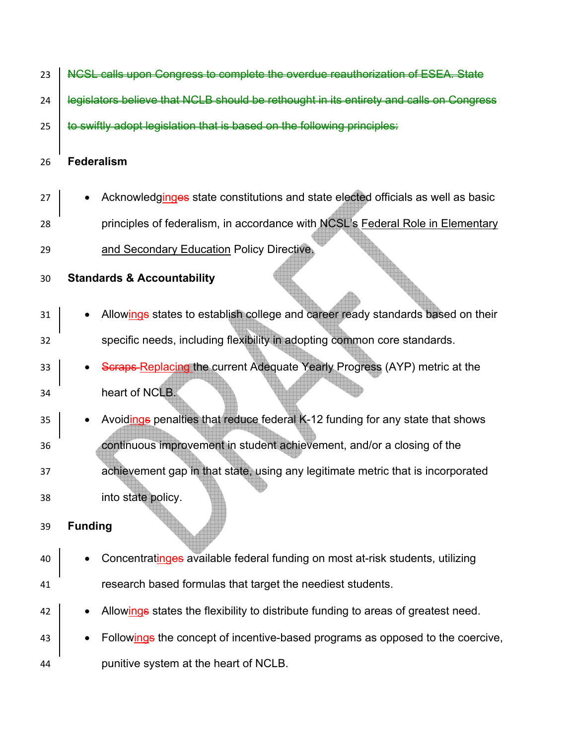~~NCSL calls upon Congress to complete the overdue reauthorization of ESEA. State legislators believe that NCLB should be rethought in its entirety and calls on Congress to swiftly adopt legislation that is based on the following principles:~~

**Federalism**

- Acknowledg<u>ing</u>~~es~~ state constitutions and state elected officials as well as basic principles of federalism, in accordance with NCSL's <u>Federal Role in Elementary and Secondary Education</u> Policy Directive.

**Standards & Accountability**

- Allow<u>ing</u>~~s~~ states to establish college and career ready standards based on their specific needs, including flexibility in adopting common core standards.
- ~~Scraps~~ <u>Replacing</u> the current Adequate Yearly Progress (AYP) metric at the heart of NCLB.
- Avoid<u>ing</u>~~s~~ penalties that reduce federal K-12 funding for any state that shows continuous improvement in student achievement, and/or a closing of the achievement gap in that state, using any legitimate metric that is incorporated into state policy.

**Funding**

- Concentrat<u>ing</u>~~es~~ available federal funding on most at-risk students, utilizing research based formulas that target the neediest students.
- Allow<u>ing</u>~~s~~ states the flexibility to distribute funding to areas of greatest need.
- Follow<u>ing</u>~~s~~ the concept of incentive-based programs as opposed to the coercive, punitive system at the heart of NCLB.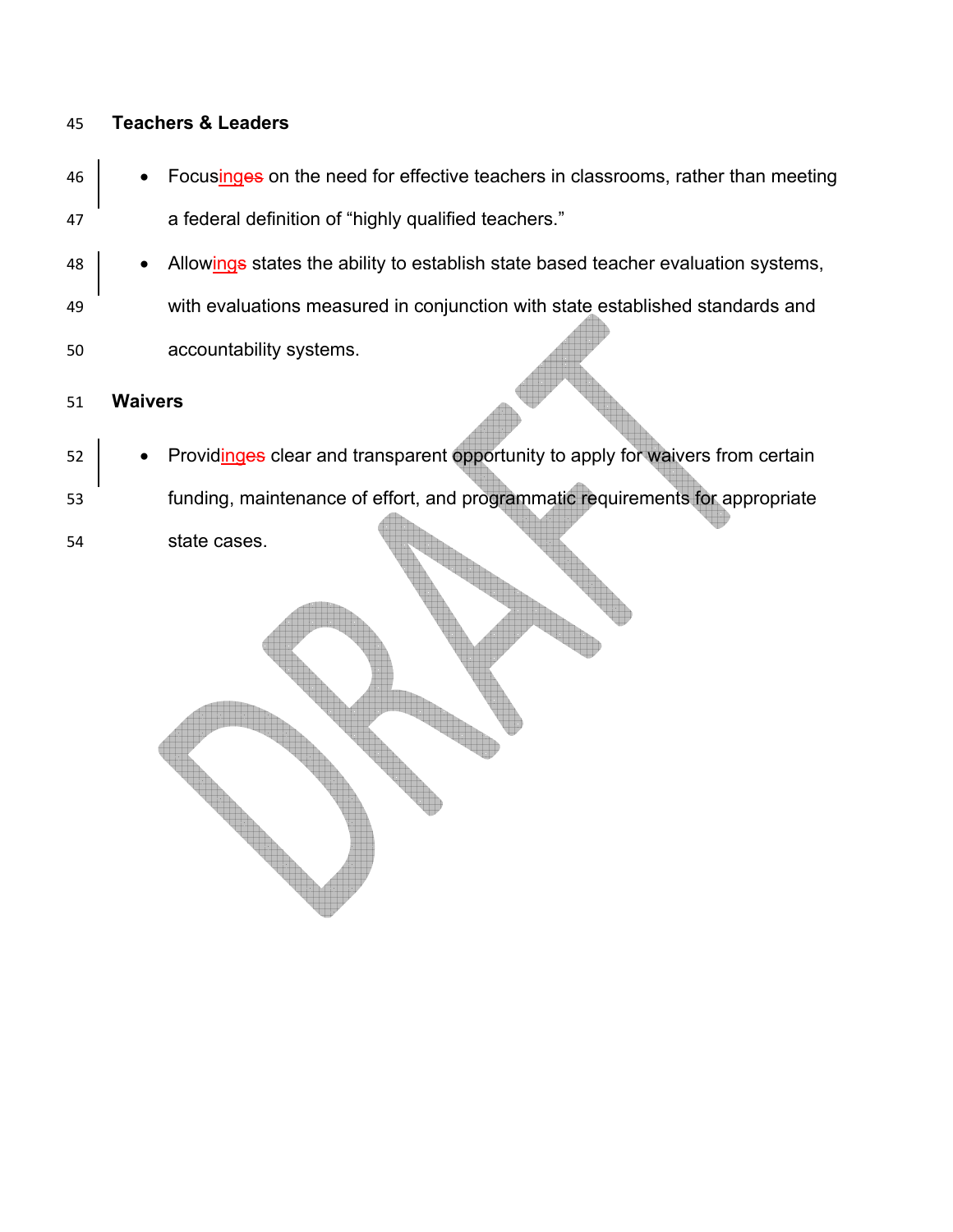**Teachers & Leaders**

- Focusing~~es~~ on the need for effective teachers in classrooms, rather than meeting a federal definition of "highly qualified teachers."
- Allowing~~s~~ states the ability to establish state based teacher evaluation systems, with evaluations measured in conjunction with state established standards and accountability systems.

**Waivers**

- Providing~~es~~ clear and transparent opportunity to apply for waivers from certain funding, maintenance of effort, and programmatic requirements for appropriate state cases.